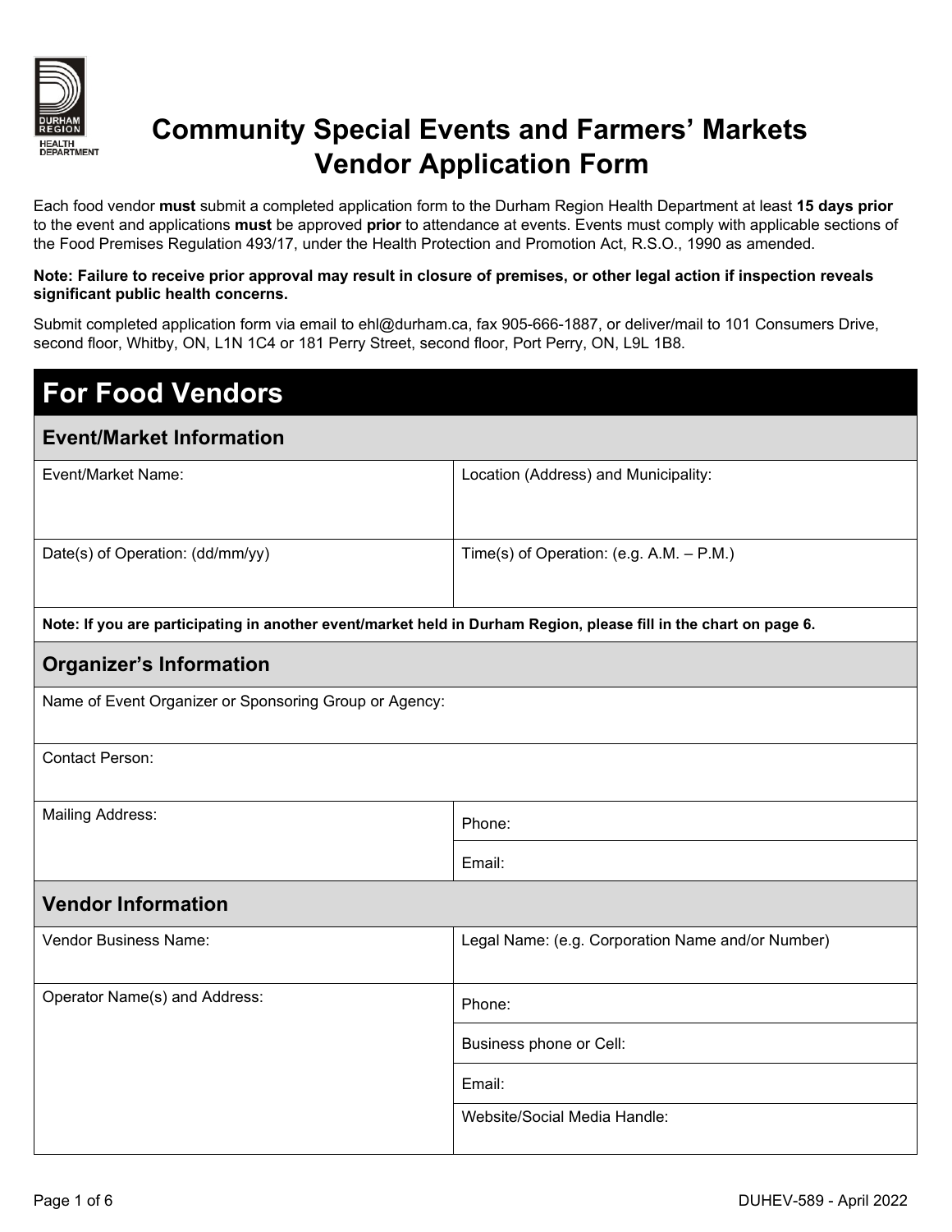# Community Special Events and Farmers' Markets Vendor Application Form

Each food vendor **must** submit a completed application form to the Durham Region Health Department at least **15 days prior** to the event and applications **must** be approved **prior** to attendance at events. Events must comply with applicable sections of the Food Premises Regulation 493/17, under the Health Protection and Promotion Act, R.S.O., 1990 as amended.

**Note: Failure to receive prior approval may result in closure of premises, or other legal action if inspection reveals significant public health concerns.**

Submit completed application form via email to ehl@durham.ca, fax 905-666-1887, or deliver/mail to 101 Consumers Drive, second floor, Whitby, ON, L1N 1C4 or 181 Perry Street, second floor, Port Perry, ON, L9L 1B8.

## For Food Vendors

### Event/Market Information

| Event/Market Name: | Location (Address) and Municipality: |
|---|---|
| Date(s) of Operation: (dd/mm/yy) | Time(s) of Operation: (e.g. A.M. – P.M.) |

**Note: If you are participating in another event/market held in Durham Region, please fill in the chart on page 6.**

### Organizer's Information

| Name of Event Organizer or Sponsoring Group or Agency: | |
|---|---|
| Contact Person: | |
| Mailing Address: | Phone: |
| | Email: |

### Vendor Information

| Vendor Business Name: | Legal Name: (e.g. Corporation Name and/or Number) |
|---|---|
| Operator Name(s) and Address: | Phone: |
| | Business phone or Cell: |
| | Email: |
| | Website/Social Media Handle: |

DUHEV-589 - April 2022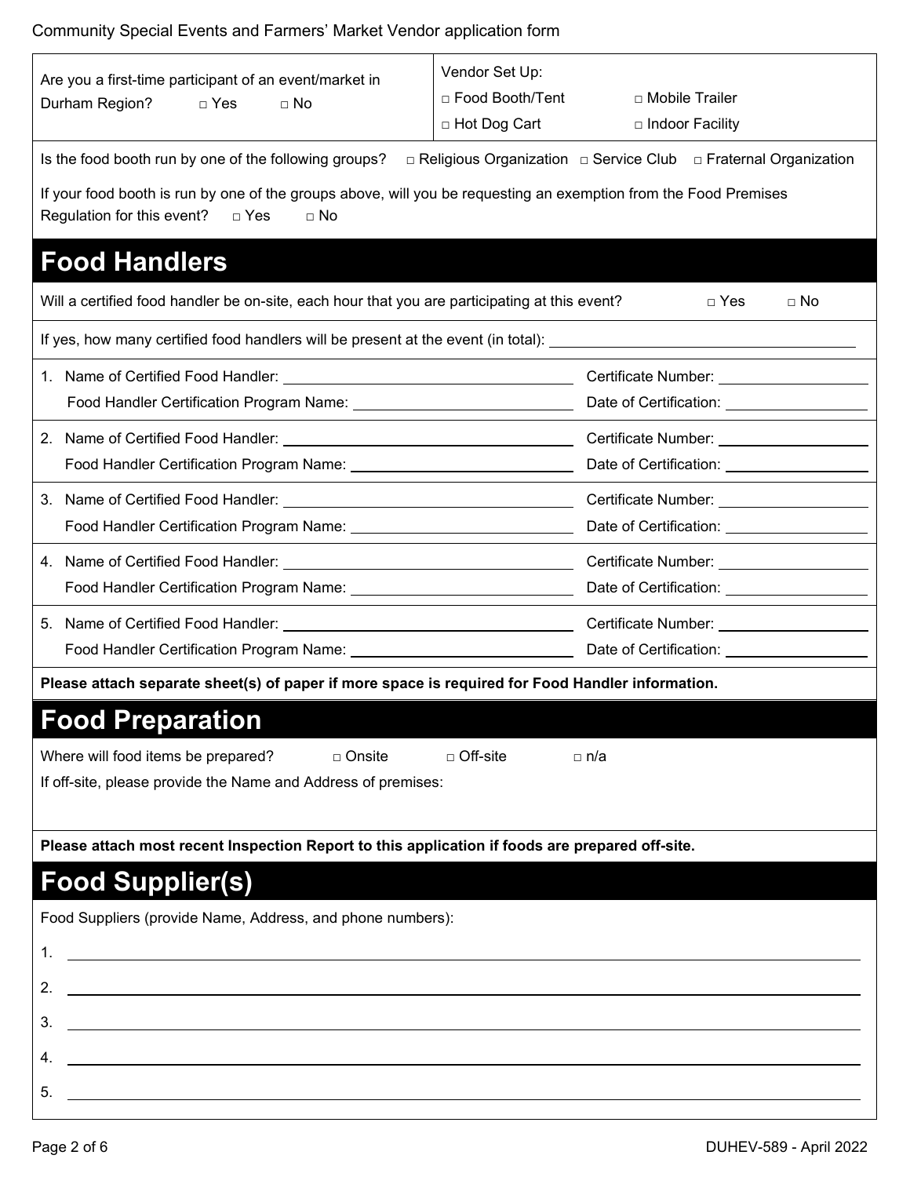| Are you a first-time participant of an event/market in Durham Region? □ Yes □ No | Vendor Set Up: □ Food Booth/Tent □ Mobile Trailer □ Hot Dog Cart □ Indoor Facility |
|---|---|

Is the food booth run by one of the following groups? □ Religious Organization □ Service Club □ Fraternal Organization

If your food booth is run by one of the above, will you be requesting an exemption from the Food Premises Regulation for this event? □ Yes □ No

## Food Handlers

Will a certified food handler be on-site, each hour that you are participating at this event? □ Yes □ No

If yes, how many certified food handlers will be present at the event (in total): ____________________

1. Name of Certified Food Handler: ____________________ Certificate Number: ____________________
   Food Handler Certification Program Name: ____________________ Date of Certification: ____________________
2. Name of Certified Food Handler: ____________________ Certificate Number: ____________________
   Food Handler Certification Program Name: ____________________ Date of Certification: ____________________
3. Name of Certified Food Handler: ____________________ Certificate Number: ____________________
   Food Handler Certification Program Name: ____________________ Date of Certification: ____________________
4. Name of Certified Food Handler: ____________________ Certificate Number: ____________________
   Food Handler Certification Program Name: ____________________ Date of Certification: ____________________
5. Name of Certified Food Handler: ____________________ Certificate Number: ____________________
   Food Handler Certification Program Name: ____________________ Date of Certification: ____________________

**Please attach separate sheet(s) of paper if more space is required for Food Handler information.**

## Food Preparation

Where will food items be prepared? □ Onsite □ Off-site □ n/a

If off-site, please provide the Name and Address of premises:

**Please attach most recent Inspection Report to this application if foods are prepared off-site.**

## Food Supplier(s)

Food Suppliers (provide Name, Address, and phone numbers):

1. ____________________
2. ____________________
3. ____________________
4. ____________________
5. ____________________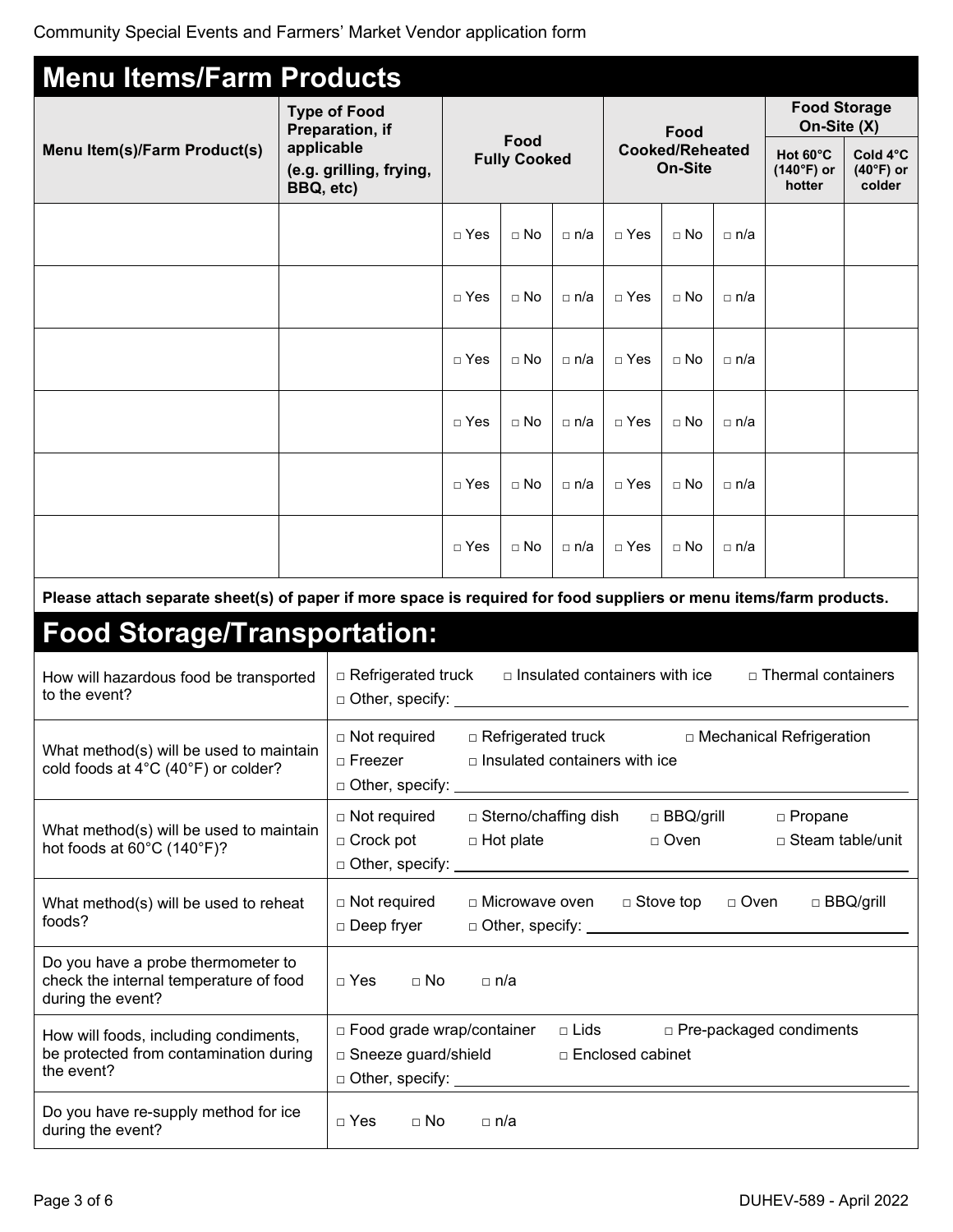## Menu Items/Farm Products

| Menu Item(s)/Farm Product(s) | Type of Food Preparation, if applicable (e.g. grilling, frying, BBQ, etc) | Food Fully Cooked | | | Food Cooked/Reheated On-Site | | | Food Storage On-Site (X) | |
|---|---|---|---|---|---|---|---|---|---|
| | | | | | | | | Hot 60°C (140°F) or hotter | Cold 4°C (40°F) or colder |
| | | □ Yes | □ No | □ n/a | □ Yes | □ No | □ n/a | | |
| | | □ Yes | □ No | □ n/a | □ Yes | □ No | □ n/a | | |
| | | □ Yes | □ No | □ n/a | □ Yes | □ No | □ n/a | | |
| | | □ Yes | □ No | □ n/a | □ Yes | □ No | □ n/a | | |
| | | □ Yes | □ No | □ n/a | □ Yes | □ No | □ n/a | | |
| | | □ Yes | □ No | □ n/a | □ Yes | □ No | □ n/a | | |

**Please attach separate sheet(s) of paper if more space is required for food suppliers or menu items/farm products.**

## Food Storage/Transportation:

| | |
|---|---|
| How will hazardous food be transported to the event? | □ Refrigerated truck □ Insulated containers with ice □ Thermal containers □ Other, specify: ______ |
| What method(s) will be used to maintain cold foods at 4°C (40°F) or colder? | □ Not required □ Refrigerated truck □ Mechanical Refrigeration □ Freezer □ Insulated containers with ice □ Other, specify: ______ |
| What method(s) will be used to maintain hot foods at 60°C (140°F)? | □ Not required □ Sterno/chaffing dish □ BBQ/grill □ Propane □ Crock pot □ Hot plate □ Oven □ Steam table/unit □ Other, specify: ______ |
| What method(s) will be used to reheat foods? | □ Not required □ Microwave oven □ Stove top □ Oven □ BBQ/grill □ Deep fryer □ Other, specify: ______ |
| Do you have a probe thermometer to check the internal temperature of food during the event? | □ Yes □ No □ n/a |
| How will foods, including condiments, be protected from contamination during the event? | □ Food grade wrap/container □ Lids □ Pre-packaged condiments □ Sneeze guard/shield □ Enclosed cabinet □ Other, specify: ______ |
| Do you have re-supply method for ice during the event? | □ Yes □ No □ n/a |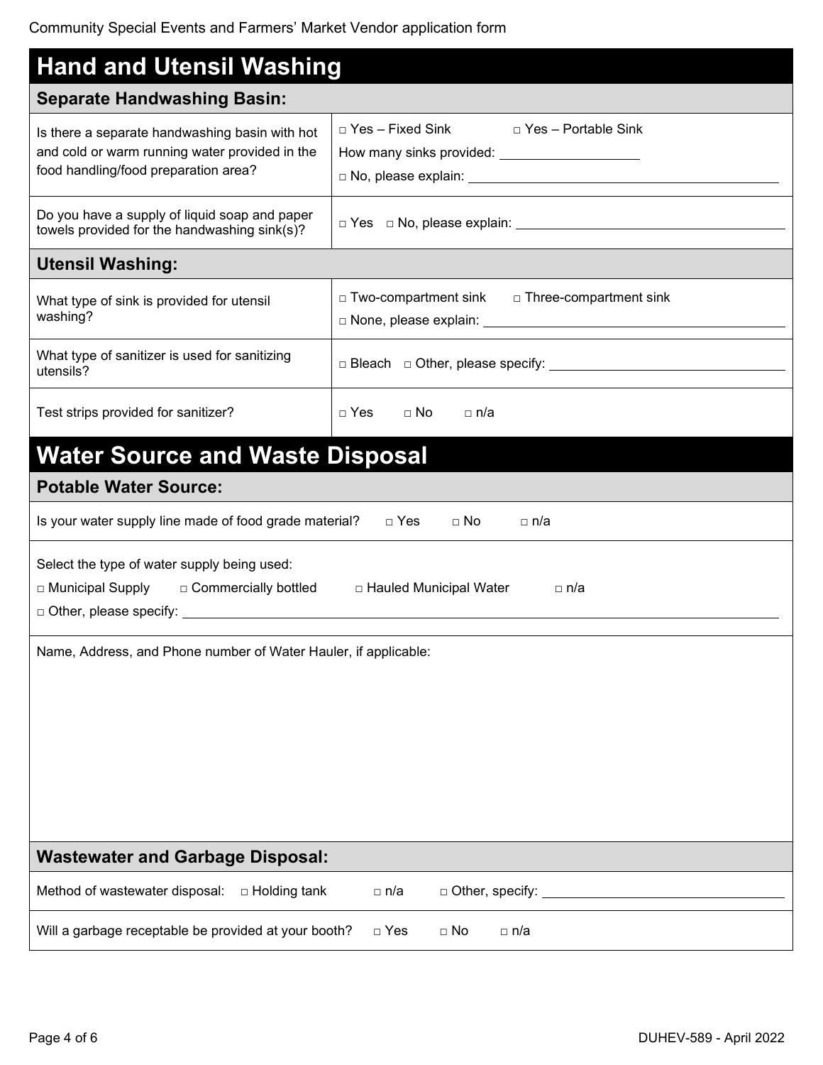# Hand and Utensil Washing

## Separate Handwashing Basin:

| | |
|---|---|
| Is there a separate handwashing basin with hot and cold or warm running water provided in the food handling/food preparation area? | □ Yes – Fixed Sink □ Yes – Portable Sink<br>How many sinks provided: \_\_\_\_\_\_\_\_\_\_<br>□ No, please explain: \_\_\_\_\_\_\_\_\_\_ |
| Do you have a supply of liquid soap and paper towels provided for the handwashing sink(s)? | □ Yes □ No, please explain: \_\_\_\_\_\_\_\_\_\_ |

## Utensil Washing:

| | |
|---|---|
| What type of sink is provided for utensil washing? | □ Two-compartment sink □ Three-compartment sink<br>□ None, please explain: \_\_\_\_\_\_\_\_\_\_ |
| What type of sanitizer is used for sanitizing utensils? | □ Bleach □ Other, please specify: \_\_\_\_\_\_\_\_\_\_ |
| Test strips provided for sanitizer? | □ Yes □ No □ n/a |

# Water Source and Waste Disposal

## Potable Water Source:

Is your water supply line made of food grade material? □ Yes □ No □ n/a

Select the type of water supply being used:

□ Municipal Supply □ Commercially bottled □ Hauled Municipal Water □ n/a

□ Other, please specify: \_\_\_\_\_\_\_\_\_\_

Name, Address, and Phone number of Water Hauler, if applicable:

## Wastewater and Garbage Disposal:

Method of wastewater disposal: □ Holding tank □ n/a □ Other, specify: \_\_\_\_\_\_\_\_\_\_

Will a garbage receptable be provided at your booth? □ Yes □ No □ n/a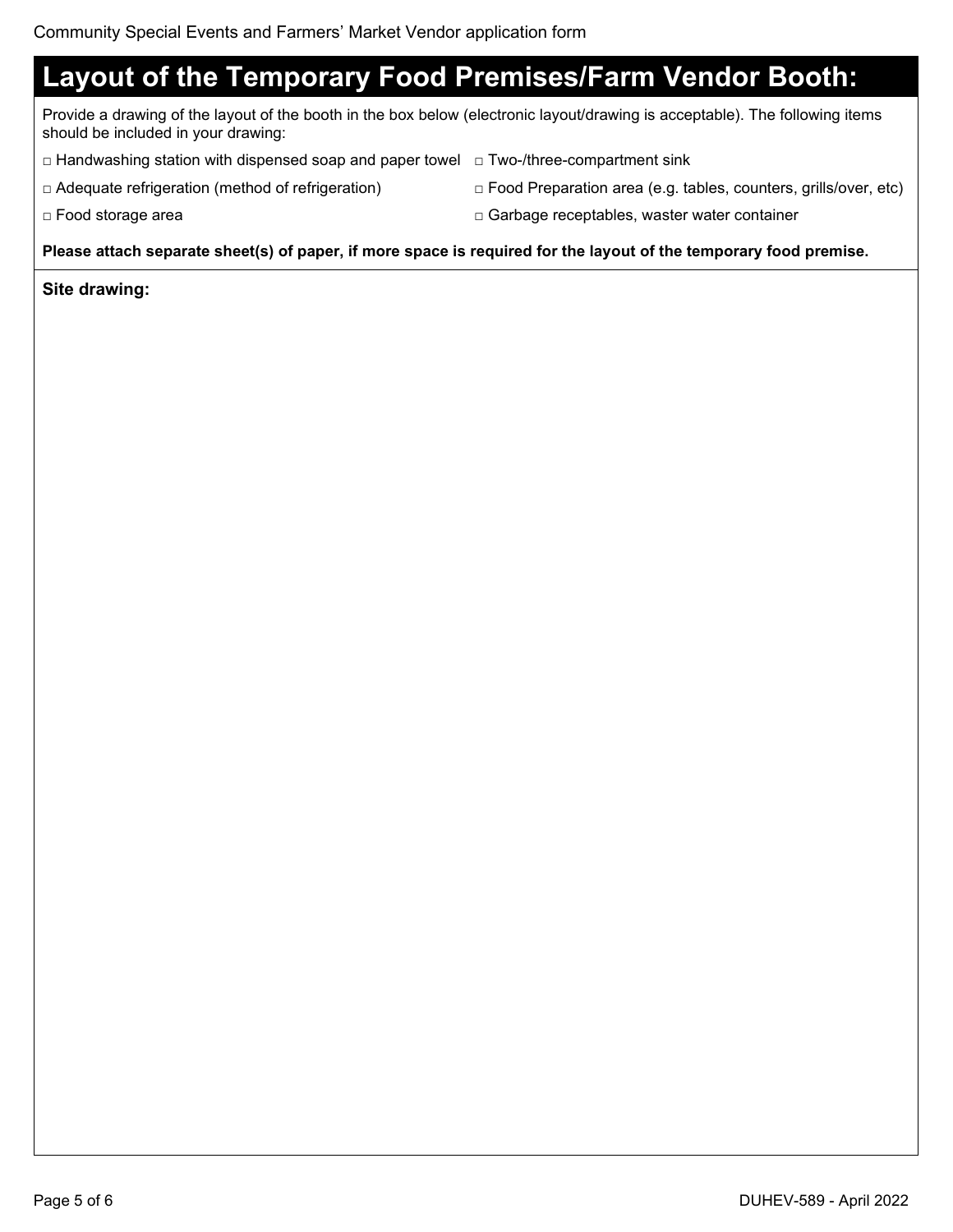## Layout of the Temporary Food Premises/Farm Vendor Booth:

Provide a drawing of the layout of the booth in the box below (electronic layout/drawing is acceptable). The following items should be included in your drawing:

- □ Handwashing station with dispensed soap and paper towel
- □ Two-/three-compartment sink
- □ Adequate refrigeration (method of refrigeration)
- □ Food Preparation area (e.g. tables, counters, grills/over, etc)
- □ Food storage area
- □ Garbage receptables, waster water container

**Please attach separate sheet(s) of paper, if more space is required for the layout of the temporary food premise.**

**Site drawing:**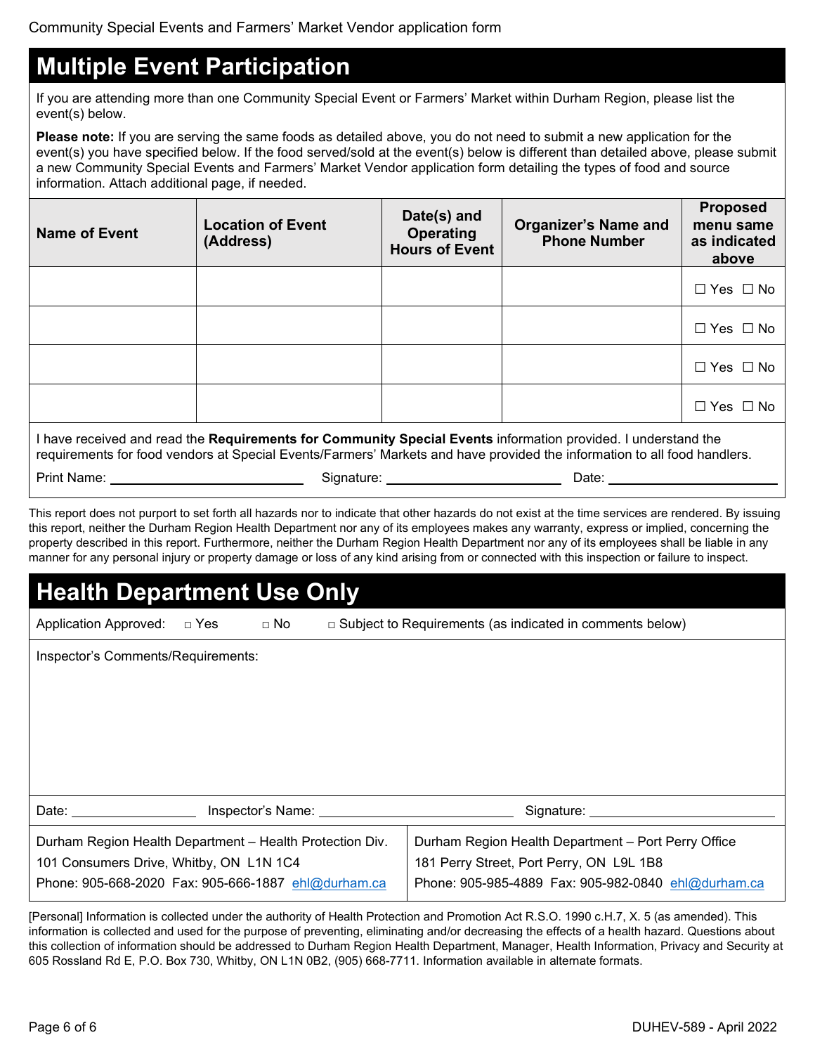## Multiple Event Participation

If you are attending more than one Community Special Event or Farmers' Market within Durham Region, please list the event(s) below.

**Please note:** If you are serving the same foods as detailed above, you do not need to submit a new application for the event(s) you have specified below. If the food served/sold at the event(s) below is different than detailed above, please submit a new Community Special Events and Farmers' Market Vendor application form detailing the types of food and source information. Attach additional page, if needed.

| Name of Event | Location of Event (Address) | Date(s) and Operating Hours of Event | Organizer's Name and Phone Number | Proposed menu same as indicated above |
|---|---|---|---|---|
| | | | | ☐ Yes ☐ No |
| | | | | ☐ Yes ☐ No |
| | | | | ☐ Yes ☐ No |
| | | | | ☐ Yes ☐ No |

I have received and read the **Requirements for Community Special Events** information provided. I understand the requirements for food vendors at Special Events/Farmers' Markets and have provided the information to all food handlers.

Print Name: ______________________ Signature: ______________________ Date: ______________________

This report does not purport to set forth all hazards nor to indicate that other hazards do not exist at the time services are rendered. By issuing this report, neither the Durham Region Health Department nor any of its employees makes any warranty, express or implied, concerning the property described in this report. Furthermore, neither the Durham Region Health Department nor any of its employees shall be liable in any manner for any personal injury or property damage or loss of any kind arising from or connected with this inspection or failure to inspect.

## Health Department Use Only

Application Approved: □ Yes □ No □ Subject to Requirements (as indicated in comments below)

Inspector's Comments/Requirements:

Date: ______________ Inspector's Name: ______________________ Signature: ______________________

| | |
|---|---|
| Durham Region Health Department – Health Protection Div.<br>101 Consumers Drive, Whitby, ON L1N 1C4<br>Phone: 905-668-2020 Fax: 905-666-1887 ehl@durham.ca | Durham Region Health Department – Port Perry Office<br>181 Perry Street, Port Perry, ON L9L 1B8<br>Phone: 905-985-4889 Fax: 905-982-0840 ehl@durham.ca |

[Personal] Information is collected under the authority of Health Protection and Promotion Act R.S.O. 1990 c.H.7, X. 5 (as amended). This information is collected and used for the purpose of preventing, eliminating and/or decreasing the effects of a health hazard. Questions about this collection of information should be addressed to Durham Region Health Department, Manager, Health Information, Privacy and Security at 605 Rossland Rd E, P.O. Box 730, Whitby, ON L1N 0B2, (905) 668-7711. Information available in alternate formats.

DUHEV-589 - April 2022